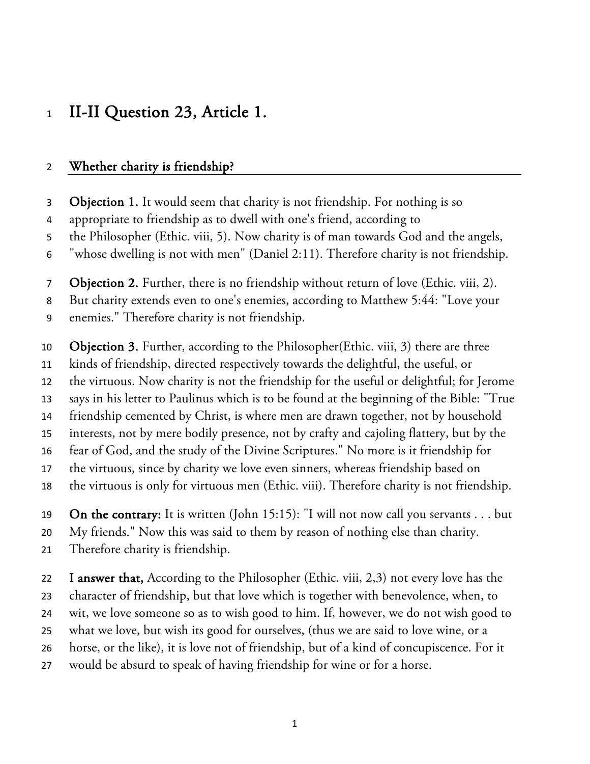# II-II Question 23, Article 1.

## Whether charity is friendship?

**Objection 1.** It would seem that charity is not friendship. For nothing is so appropriate to friendship as to dwell with one's friend, according to the Philosopher (Ethic. viii, 5). Now charity is of man towards God and the angels, "whose dwelling is not with men" (Daniel 2:11). Therefore charity is not friendship.

**Objection 2.** Further, there is no friendship without return of love (Ethic. viii, 2). But charity extends even to one's enemies, according to Matthew 5:44: "Love your enemies." Therefore charity is not friendship.

**Objection 3.** Further, according to the Philosopher(Ethic. viii, 3) there are three kinds of friendship, directed respectively towards the delightful, the useful, or the virtuous. Now charity is not the friendship for the useful or delightful; for Jerome says in his letter to Paulinus which is to be found at the beginning of the Bible: "True friendship cemented by Christ, is where men are drawn together, not by household interests, not by mere bodily presence, not by crafty and cajoling flattery, but by the fear of God, and the study of the Divine Scriptures." No more is it friendship for the virtuous, since by charity we love even sinners, whereas friendship based on the virtuous is only for virtuous men (Ethic. viii). Therefore charity is not friendship.

**On the contrary:** It is written (John 15:15): "I will not now call you servants . . . but My friends." Now this was said to them by reason of nothing else than charity. Therefore charity is friendship.

**I answer that,** According to the Philosopher (Ethic. viii, 2,3) not every love has the character of friendship, but that love which is together with benevolence, when, to wit, we love someone so as to wish good to him. If, however, we do not wish good to what we love, but wish its good for ourselves, (thus we are said to love wine, or a horse, or the like), it is love not of friendship, but of a kind of concupiscence. For it would be absurd to speak of having friendship for wine or for a horse.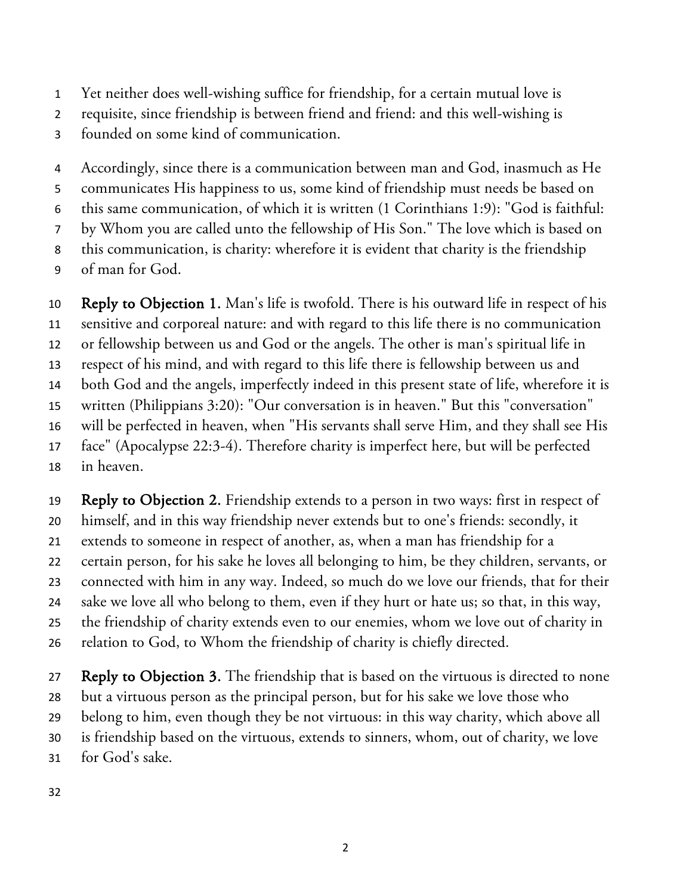Yet neither does well-wishing suffice for friendship, for a certain mutual love is requisite, since friendship is between friend and friend: and this well-wishing is founded on some kind of communication.

Accordingly, since there is a communication between man and God, inasmuch as He communicates His happiness to us, some kind of friendship must needs be based on this same communication, of which it is written (1 Corinthians 1:9): "God is faithful: by Whom you are called unto the fellowship of His Son." The love which is based on this communication, is charity: wherefore it is evident that charity is the friendship of man for God.

**Reply to Objection 1.** Man's life is twofold. There is his outward life in respect of his sensitive and corporeal nature: and with regard to this life there is no communication or fellowship between us and God or the angels. The other is man's spiritual life in respect of his mind, and with regard to this life there is fellowship between us and both God and the angels, imperfectly indeed in this present state of life, wherefore it is written (Philippians 3:20): "Our conversation is in heaven." But this "conversation" will be perfected in heaven, when "His servants shall serve Him, and they shall see His face" (Apocalypse 22:3-4). Therefore charity is imperfect here, but will be perfected in heaven.

**Reply to Objection 2.** Friendship extends to a person in two ways: first in respect of himself, and in this way friendship never extends but to one's friends: secondly, it extends to someone in respect of another, as, when a man has friendship for a certain person, for his sake he loves all belonging to him, be they children, servants, or connected with him in any way. Indeed, so much do we love our friends, that for their sake we love all who belong to them, even if they hurt or hate us; so that, in this way, the friendship of charity extends even to our enemies, whom we love out of charity in relation to God, to Whom the friendship of charity is chiefly directed.

**Reply to Objection 3.** The friendship that is based on the virtuous is directed to none but a virtuous person as the principal person, but for his sake we love those who belong to him, even though they be not virtuous: in this way charity, which above all is friendship based on the virtuous, extends to sinners, whom, out of charity, we love for God's sake.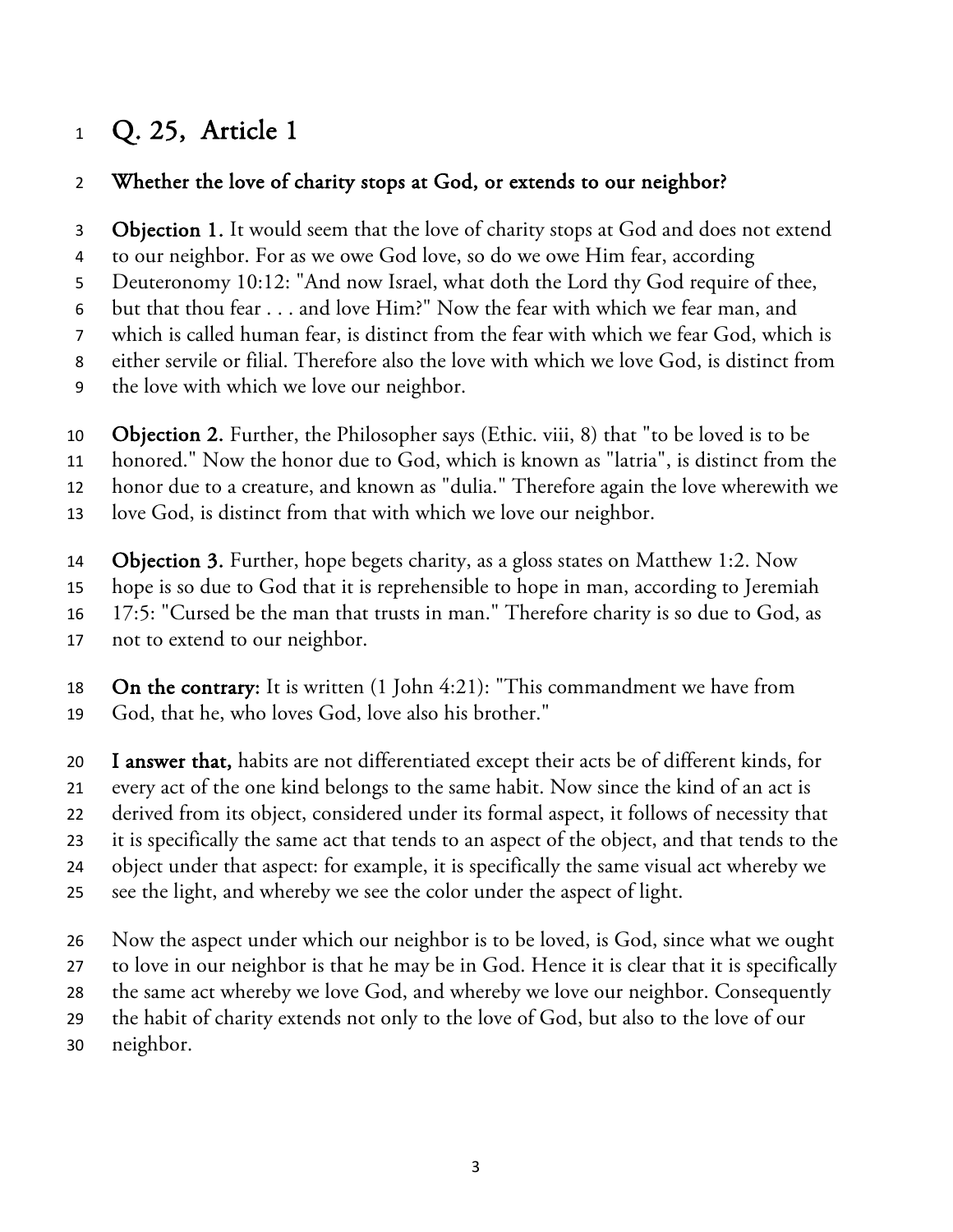# Q. 25, Article 1

## Whether the love of charity stops at God, or extends to our neighbor?

**Objection 1.** It would seem that the love of charity stops at God and does not extend to our neighbor. For as we owe God love, so do we owe Him fear, according Deuteronomy 10:12: "And now Israel, what doth the Lord thy God require of thee, but that thou fear . . . and love Him?" Now the fear with which we fear man, and which is called human fear, is distinct from the fear with which we fear God, which is either servile or filial. Therefore also the love with which we love God, is distinct from the love with which we love our neighbor.

**Objection 2.** Further, the Philosopher says (Ethic. viii, 8) that "to be loved is to be honored." Now the honor due to God, which is known as "latria", is distinct from the honor due to a creature, and known as "dulia." Therefore again the love wherewith we love God, is distinct from that with which we love our neighbor.

**Objection 3.** Further, hope begets charity, as a gloss states on Matthew 1:2. Now hope is so due to God that it is reprehensible to hope in man, according to Jeremiah 17:5: "Cursed be the man that trusts in man." Therefore charity is so due to God, as not to extend to our neighbor.

**On the contrary:** It is written (1 John 4:21): "This commandment we have from God, that he, who loves God, love also his brother."

**I answer that,** habits are not differentiated except their acts be of different kinds, for every act of the one kind belongs to the same habit. Now since the kind of an act is derived from its object, considered under its formal aspect, it follows of necessity that it is specifically the same act that tends to an aspect of the object, and that tends to the object under that aspect: for example, it is specifically the same visual act whereby we see the light, and whereby we see the color under the aspect of light.

Now the aspect under which our neighbor is to be loved, is God, since what we ought to love in our neighbor is that he may be in God. Hence it is clear that it is specifically the same act whereby we love God, and whereby we love our neighbor. Consequently the habit of charity extends not only to the love of God, but also to the love of our neighbor.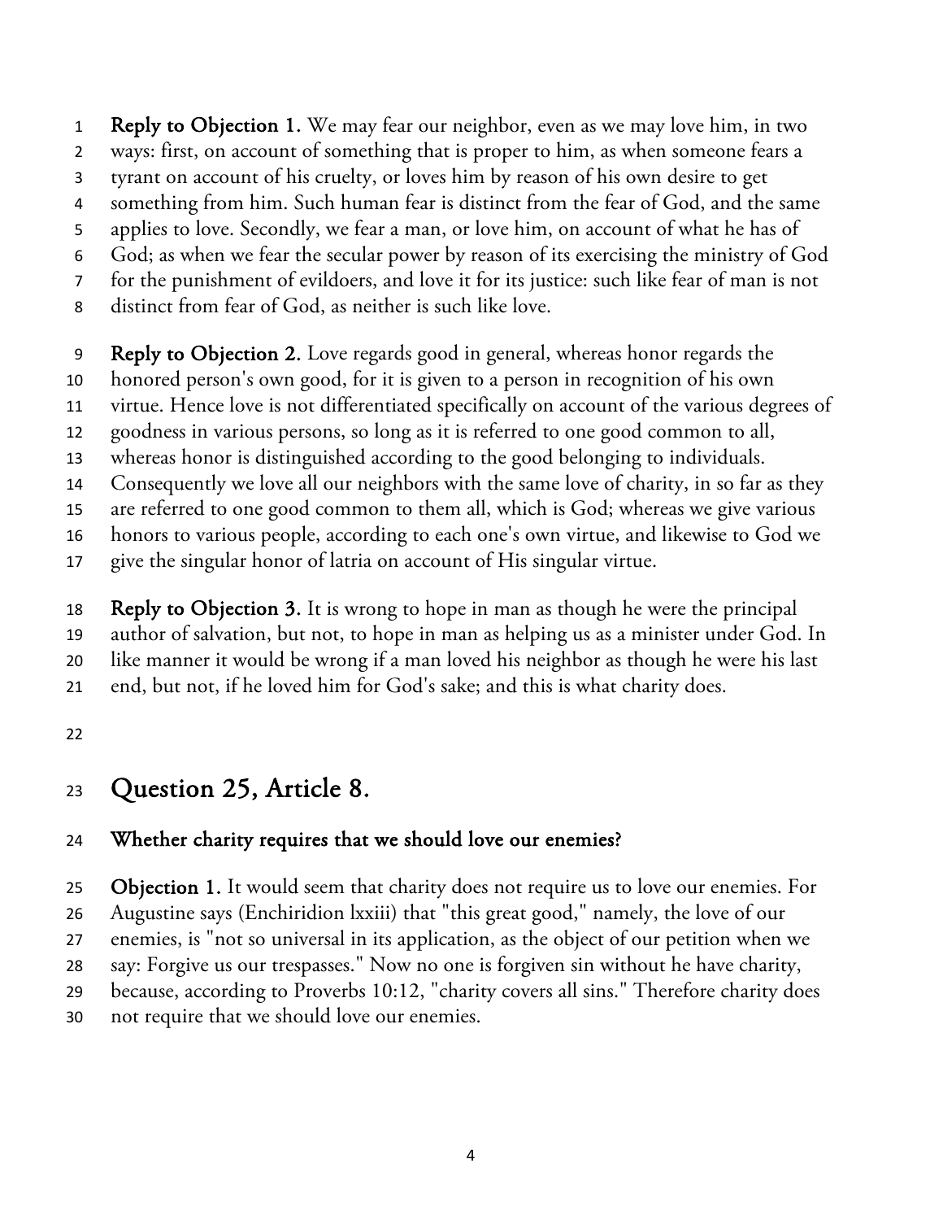**Reply to Objection 1.** We may fear our neighbor, even as we may love him, in two ways: first, on account of something that is proper to him, as when someone fears a tyrant on account of his cruelty, or loves him by reason of his own desire to get something from him. Such human fear is distinct from the fear of God, and the same applies to love. Secondly, we fear a man, or love him, on account of what he has of God; as when we fear the secular power by reason of its exercising the ministry of God for the punishment of evildoers, and love it for its justice: such like fear of man is not distinct from fear of God, as neither is such like love.

**Reply to Objection 2.** Love regards good in general, whereas honor regards the honored person's own good, for it is given to a person in recognition of his own virtue. Hence love is not differentiated specifically on account of the various degrees of goodness in various persons, so long as it is referred to one good common to all, whereas honor is distinguished according to the good belonging to individuals. Consequently we love all our neighbors with the same love of charity, in so far as they are referred to one good common to them all, which is God; whereas we give various honors to various people, according to each one's own virtue, and likewise to God we give the singular honor of latria on account of His singular virtue.

**Reply to Objection 3.** It is wrong to hope in man as though he were the principal author of salvation, but not, to hope in man as helping us as a minister under God. In like manner it would be wrong if a man loved his neighbor as though he were his last end, but not, if he loved him for God's sake; and this is what charity does.

# Question 25, Article 8.

**Whether charity requires that we should love our enemies?**

**Objection 1.** It would seem that charity does not require us to love our enemies. For Augustine says (Enchiridion lxxiii) that "this great good," namely, the love of our enemies, is "not so universal in its application, as the object of our petition when we say: Forgive us our trespasses." Now no one is forgiven sin without he have charity, because, according to Proverbs 10:12, "charity covers all sins." Therefore charity does not require that we should love our enemies.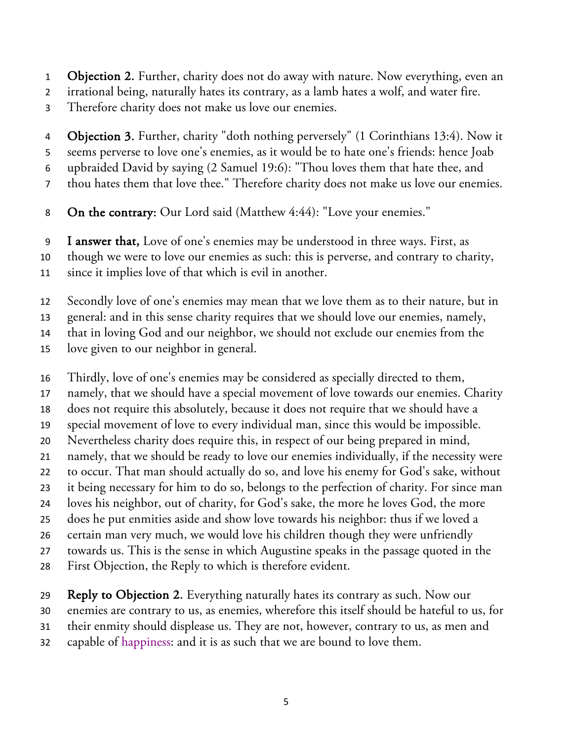**Objection 2.** Further, charity does not do away with nature. Now everything, even an irrational being, naturally hates its contrary, as a lamb hates a wolf, and water fire. Therefore charity does not make us love our enemies.

**Objection 3.** Further, charity "doth nothing perversely" (1 Corinthians 13:4). Now it seems perverse to love one's enemies, as it would be to hate one's friends: hence Joab upbraided David by saying (2 Samuel 19:6): "Thou loves them that hate thee, and thou hates them that love thee." Therefore charity does not make us love our enemies.

**On the contrary:** Our Lord said (Matthew 4:44): "Love your enemies."

**I answer that,** Love of one's enemies may be understood in three ways. First, as though we were to love our enemies as such: this is perverse, and contrary to charity, since it implies love of that which is evil in another.

Secondly love of one's enemies may mean that we love them as to their nature, but in general: and in this sense charity requires that we should love our enemies, namely, that in loving God and our neighbor, we should not exclude our enemies from the love given to our neighbor in general.

Thirdly, love of one's enemies may be considered as specially directed to them, namely, that we should have a special movement of love towards our enemies. Charity does not require this absolutely, because it does not require that we should have a special movement of love to every individual man, since this would be impossible. Nevertheless charity does require this, in respect of our being prepared in mind, namely, that we should be ready to love our enemies individually, if the necessity were to occur. That man should actually do so, and love his enemy for God's sake, without it being necessary for him to do so, belongs to the perfection of charity. For since man loves his neighbor, out of charity, for God's sake, the more he loves God, the more does he put enmities aside and show love towards his neighbor: thus if we loved a certain man very much, we would love his children though they were unfriendly towards us. This is the sense in which Augustine speaks in the passage quoted in the First Objection, the Reply to which is therefore evident.

**Reply to Objection 2.** Everything naturally hates its contrary as such. Now our enemies are contrary to us, as enemies, wherefore this itself should be hateful to us, for their enmity should displease us. They are not, however, contrary to us, as men and capable of happiness: and it is as such that we are bound to love them.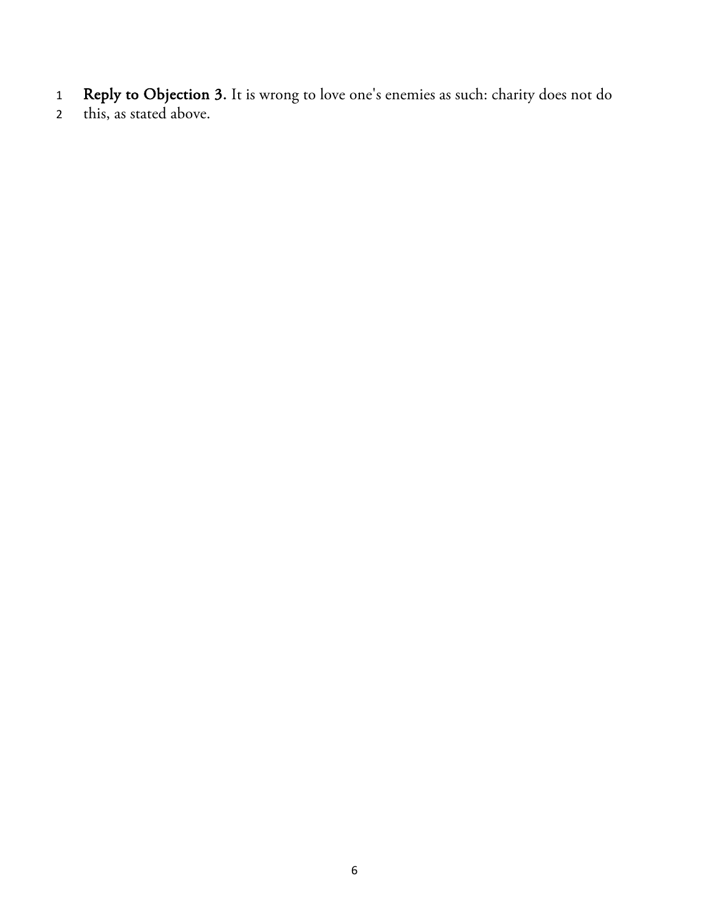**Reply to Objection 3.** It is wrong to love one's enemies as such: charity does not do this, as stated above.